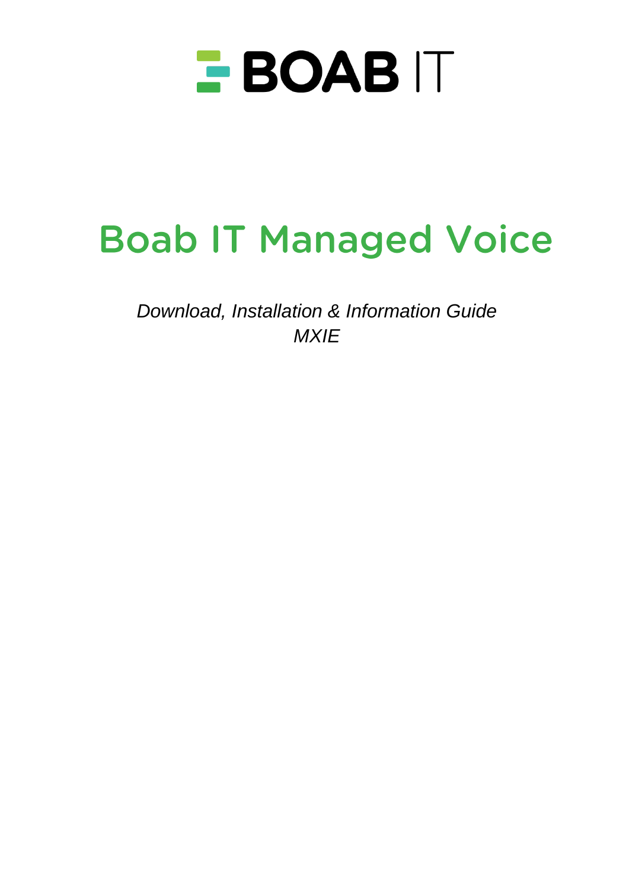BOAB IT

# Boab IT Managed Voice

*Download, Installation & Information Guide*
*MXIE*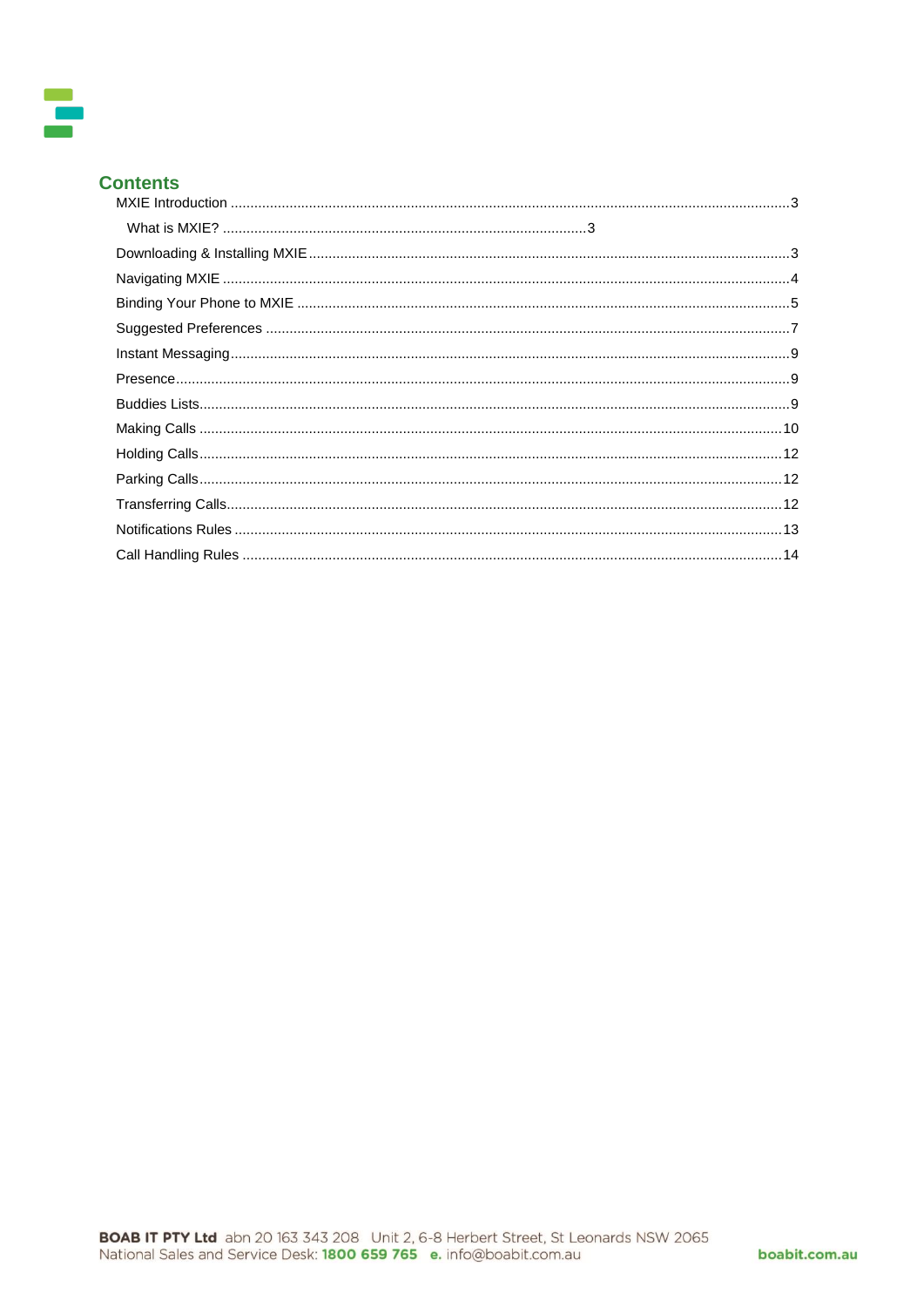## Contents

- MXIE Introduction ... 3
  - What is MXIE? ... 3
- Downloading & Installing MXIE ... 3
- Navigating MXIE ... 4
- Binding Your Phone to MXIE ... 5
- Suggested Preferences ... 7
- Instant Messaging ... 9
- Presence ... 9
- Buddies Lists ... 9
- Making Calls ... 10
- Holding Calls ... 12
- Parking Calls ... 12
- Transferring Calls ... 12
- Notifications Rules ... 13
- Call Handling Rules ... 14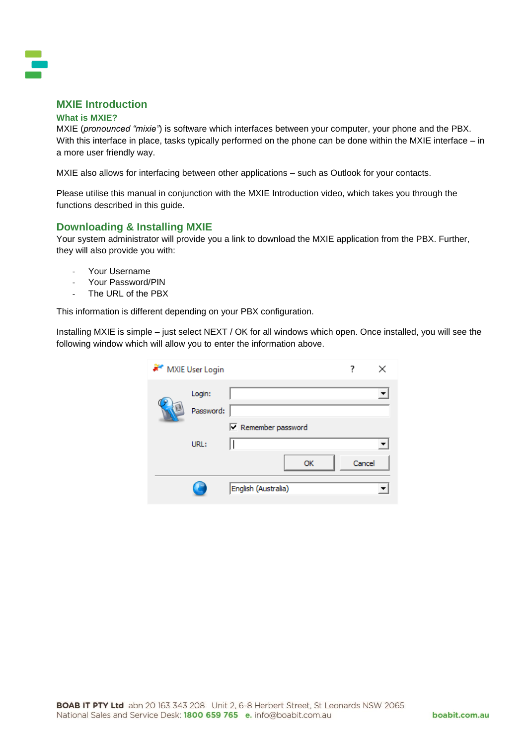## MXIE Introduction

### What is MXIE?

MXIE (*pronounced "mixie"*) is software which interfaces between your computer, your phone and the PBX. With this interface in place, tasks typically performed on the phone can be done within the MXIE interface – in a more user friendly way.

MXIE also allows for interfacing between other applications – such as Outlook for your contacts.

Please utilise this manual in conjunction with the MXIE Introduction video, which takes you through the functions described in this guide.

## Downloading & Installing MXIE

Your system administrator will provide you a link to download the MXIE application from the PBX. Further, they will also provide you with:

- Your Username
- Your Password/PIN
- The URL of the PBX

This information is different depending on your PBX configuration.

Installing MXIE is simple – just select NEXT / OK for all windows which open. Once installed, you will see the following window which will allow you to enter the information above.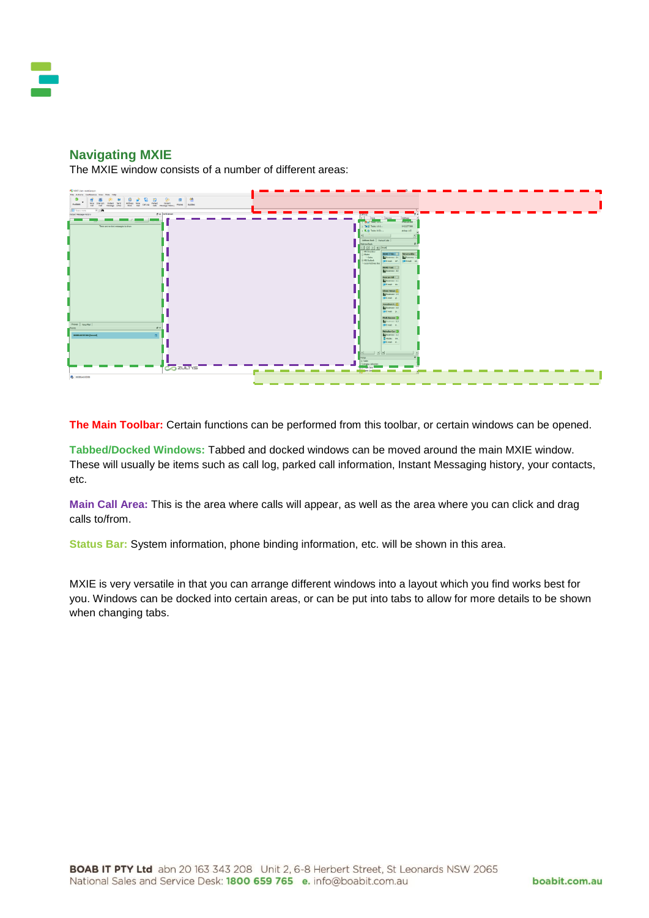## Navigating MXIE

The MXIE window consists of a number of different areas:

**The Main Toolbar:** Certain functions can be performed from this toolbar, or certain windows can be opened.

**Tabbed/Docked Windows:** Tabbed and docked windows can be moved around the main MXIE window. These will usually be items such as call log, parked call information, Instant Messaging history, your contacts, etc.

**Main Call Area:** This is the area where calls will appear, as well as the area where you can click and drag calls to/from.

**Status Bar:** System information, phone binding information, etc. will be shown in this area.

MXIE is very versatile in that you can arrange different windows into a layout which you find works best for you. Windows can be docked into certain areas, or can be put into tabs to allow for more details to be shown when changing tabs.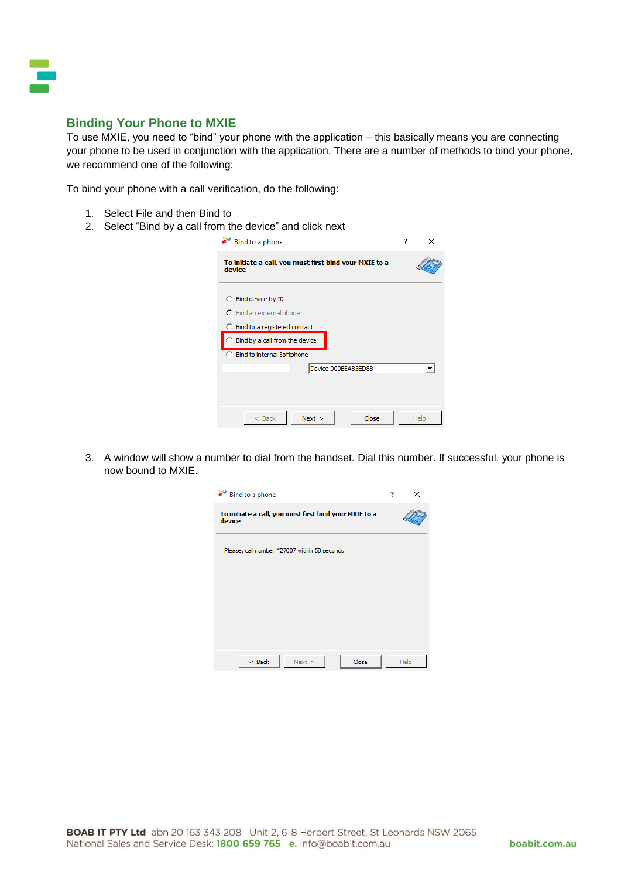## Binding Your Phone to MXIE

To use MXIE, you need to “bind” your phone with the application – this basically means you are connecting your phone to be used in conjunction with the application. There are a number of methods to bind your phone, we recommend one of the following:

To bind your phone with a call verification, do the following:

1. Select File and then Bind to
2. Select “Bind by a call from the device” and click next

3. A window will show a number to dial from the handset. Dial this number. If successful, your phone is now bound to MXIE.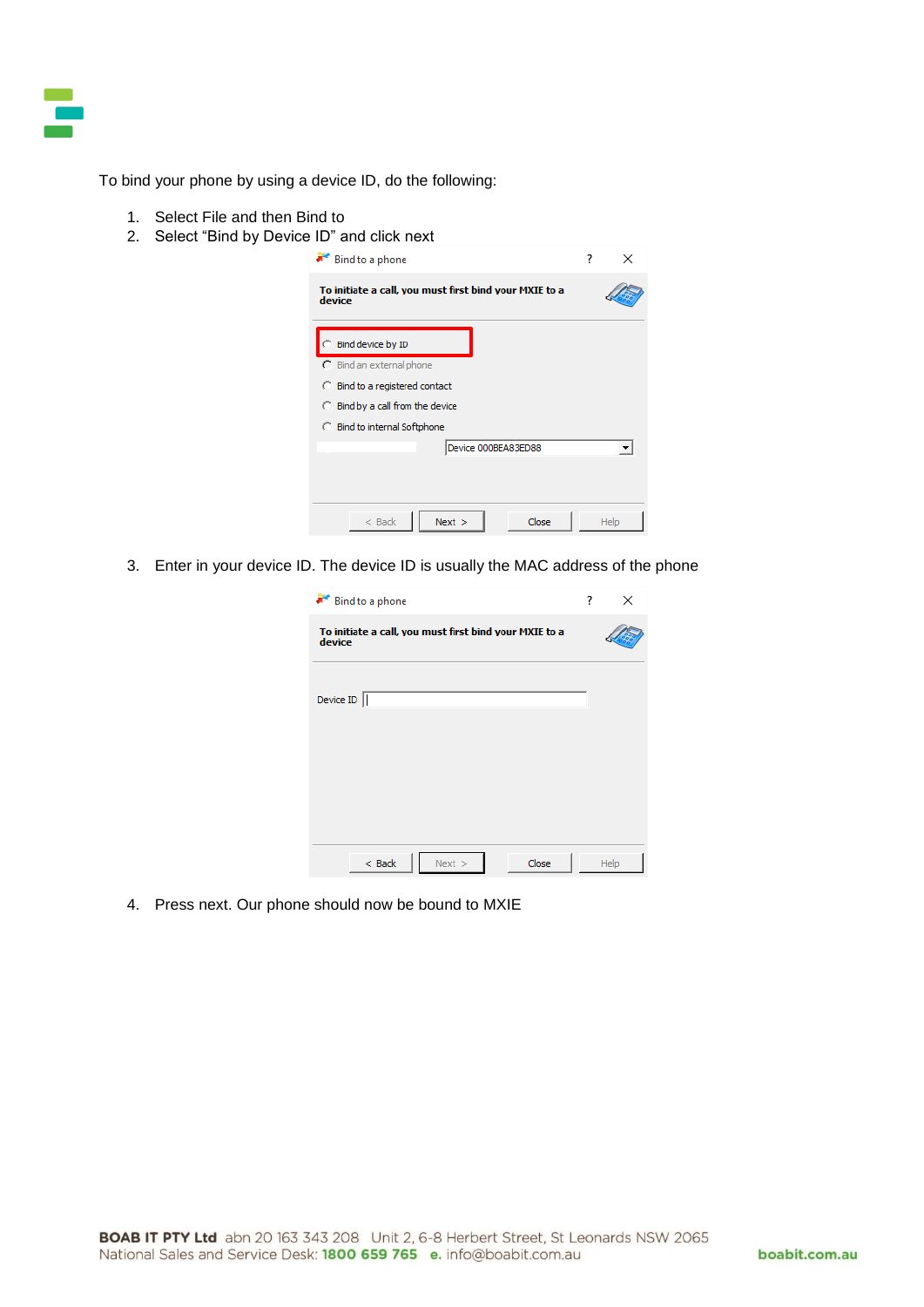To bind your phone by using a device ID, do the following:

1. Select File and then Bind to
2. Select "Bind by Device ID" and click next

3. Enter in your device ID. The device ID is usually the MAC address of the phone

4. Press next. Our phone should now be bound to MXIE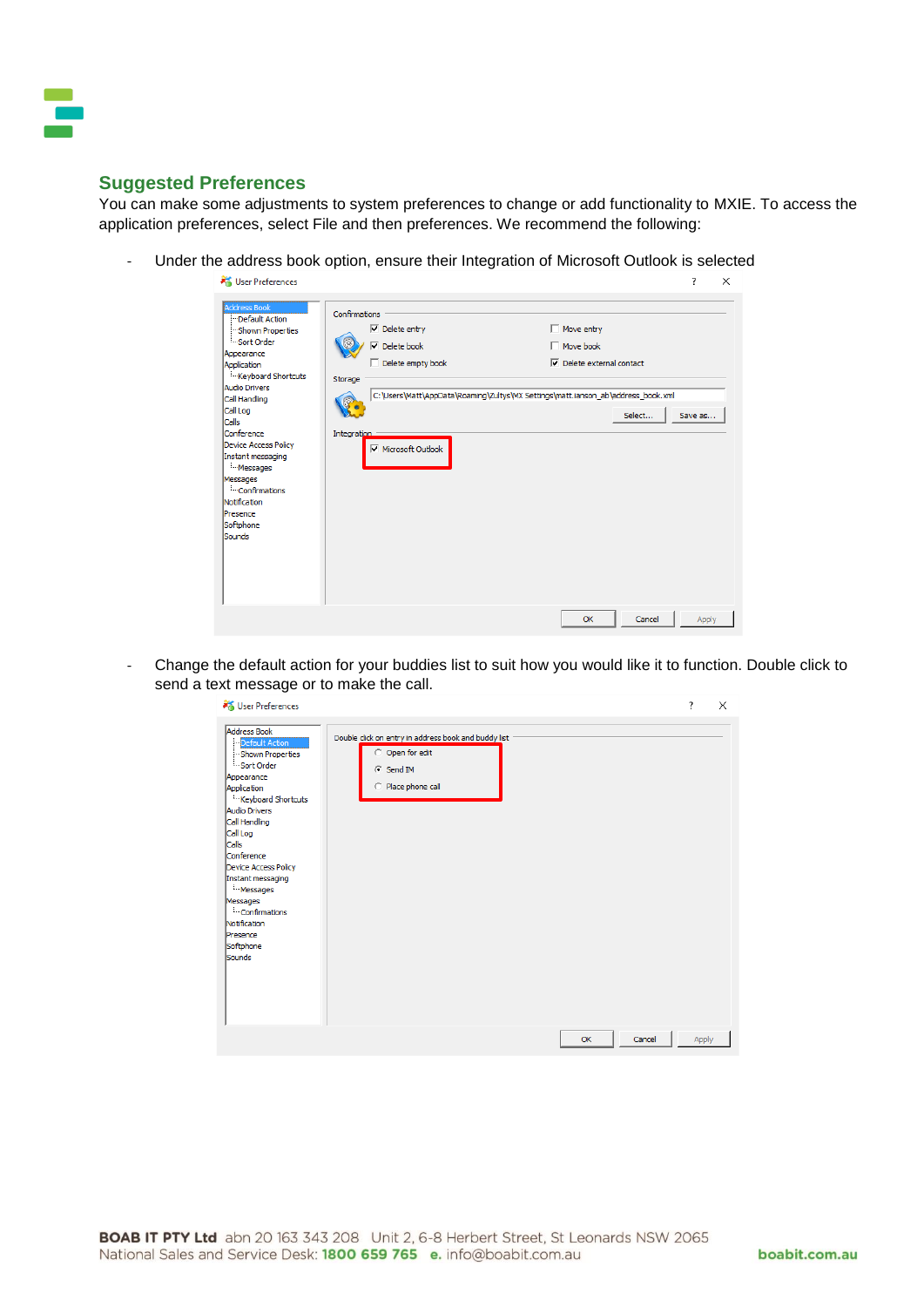## Suggested Preferences

You can make some adjustments to system preferences to change or add functionality to MXIE. To access the application preferences, select File and then preferences. We recommend the following:

- Under the address book option, ensure their Integration of Microsoft Outlook is selected
- Change the default action for your buddies list to suit how you would like it to function. Double click to send a text message or to make the call.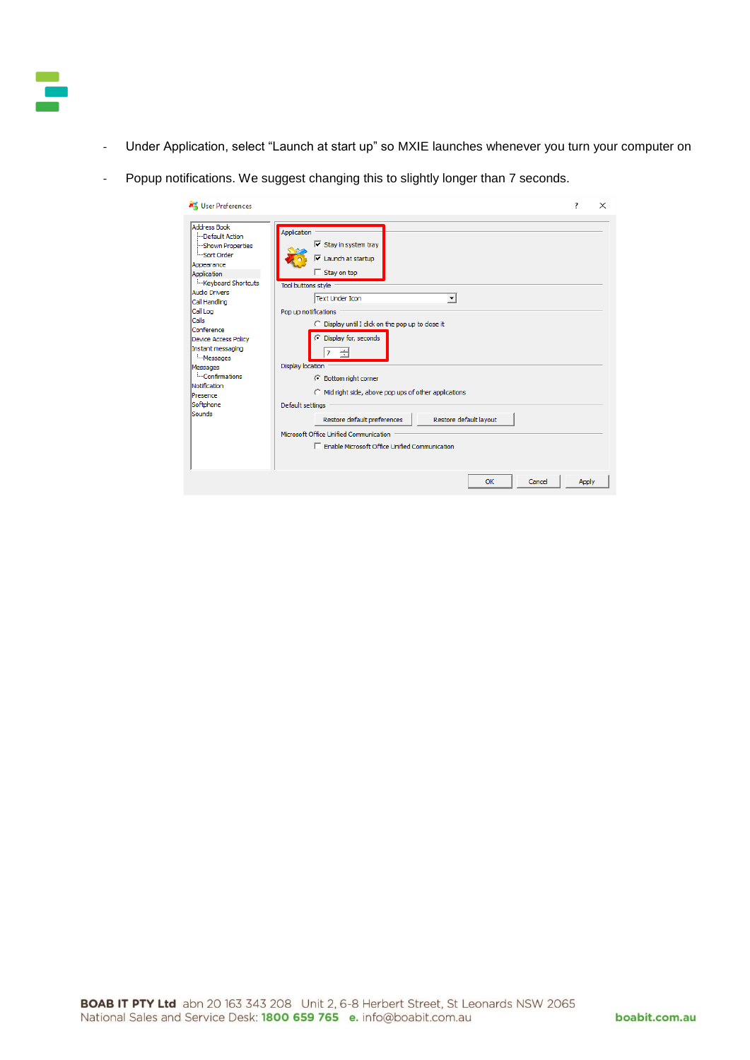- Under Application, select “Launch at start up” so MXIE launches whenever you turn your computer on
- Popup notifications. We suggest changing this to slightly longer than 7 seconds.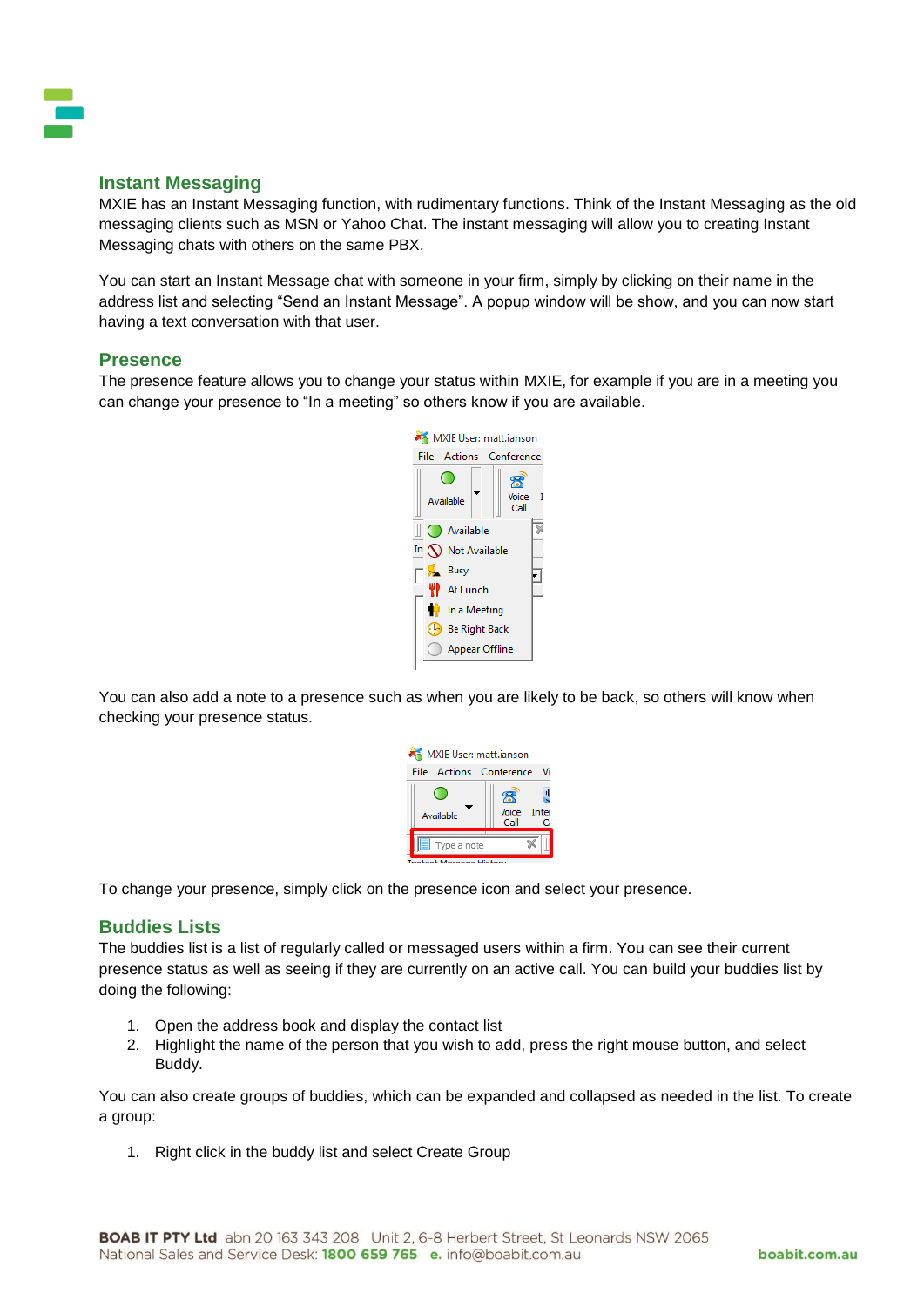## Instant Messaging

MXIE has an Instant Messaging function, with rudimentary functions. Think of the Instant Messaging as the old messaging clients such as MSN or Yahoo Chat. The instant messaging will allow you to creating Instant Messaging chats with others on the same PBX.

You can start an Instant Message chat with someone in your firm, simply by clicking on their name in the address list and selecting "Send an Instant Message". A popup window will be show, and you can now start having a text conversation with that user.

## Presence

The presence feature allows you to change your status within MXIE, for example if you are in a meeting you can change your presence to "In a meeting" so others know if you are available.

You can also add a note to a presence such as when you are likely to be back, so others will know when checking your presence status.

To change your presence, simply click on the presence icon and select your presence.

## Buddies Lists

The buddies list is a list of regularly called or messaged users within a firm. You can see their current presence status as well as seeing if they are currently on an active call. You can build your buddies list by doing the following:

1. Open the address book and display the contact list
2. Highlight the name of the person that you wish to add, press the right mouse button, and select Buddy.

You can also create groups of buddies, which can be expanded and collapsed as needed in the list. To create a group:

1. Right click in the buddy list and select Create Group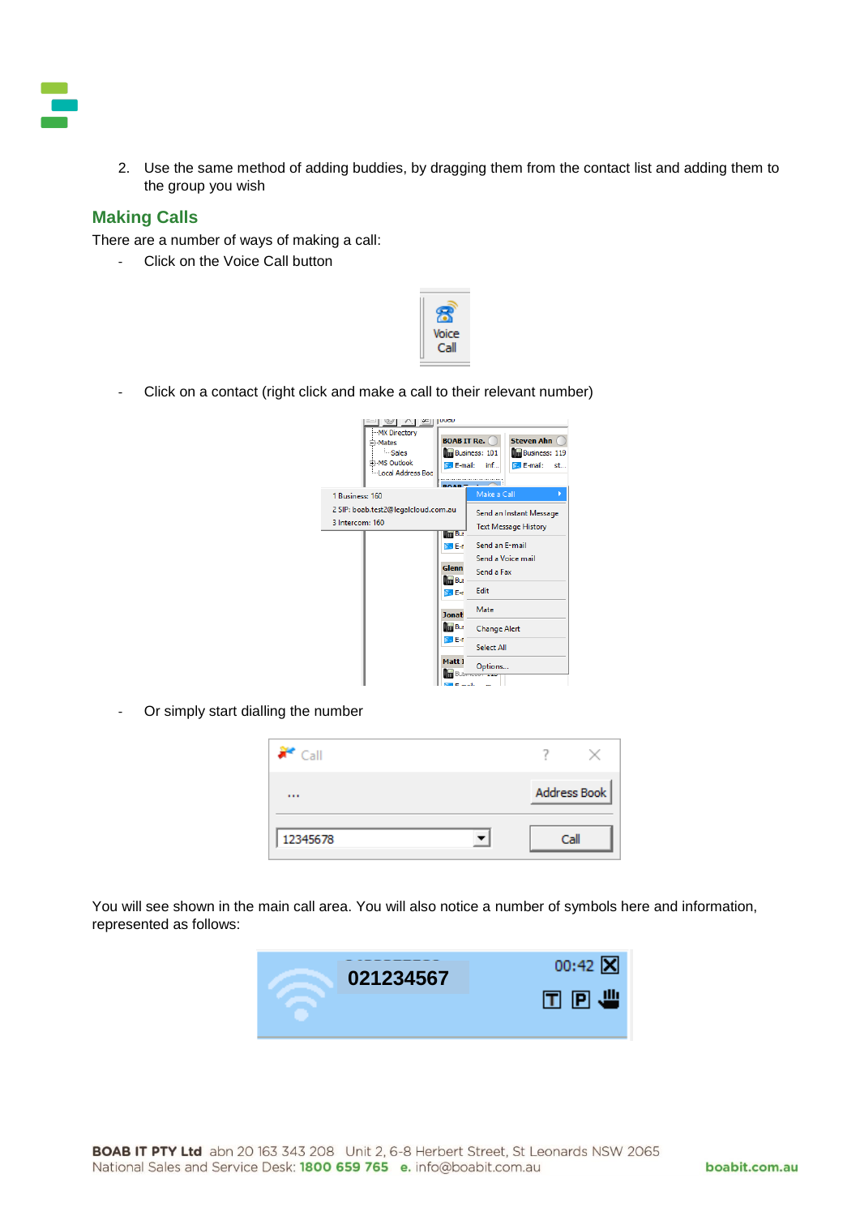2. Use the same method of adding buddies, by dragging them from the contact list and adding them to the group you wish

## Making Calls

There are a number of ways of making a call:

- Click on the Voice Call button

- Click on a contact (right click and make a call to their relevant number)

- Or simply start dialling the number

You will see shown in the main call area. You will also notice a number of symbols here and information, represented as follows: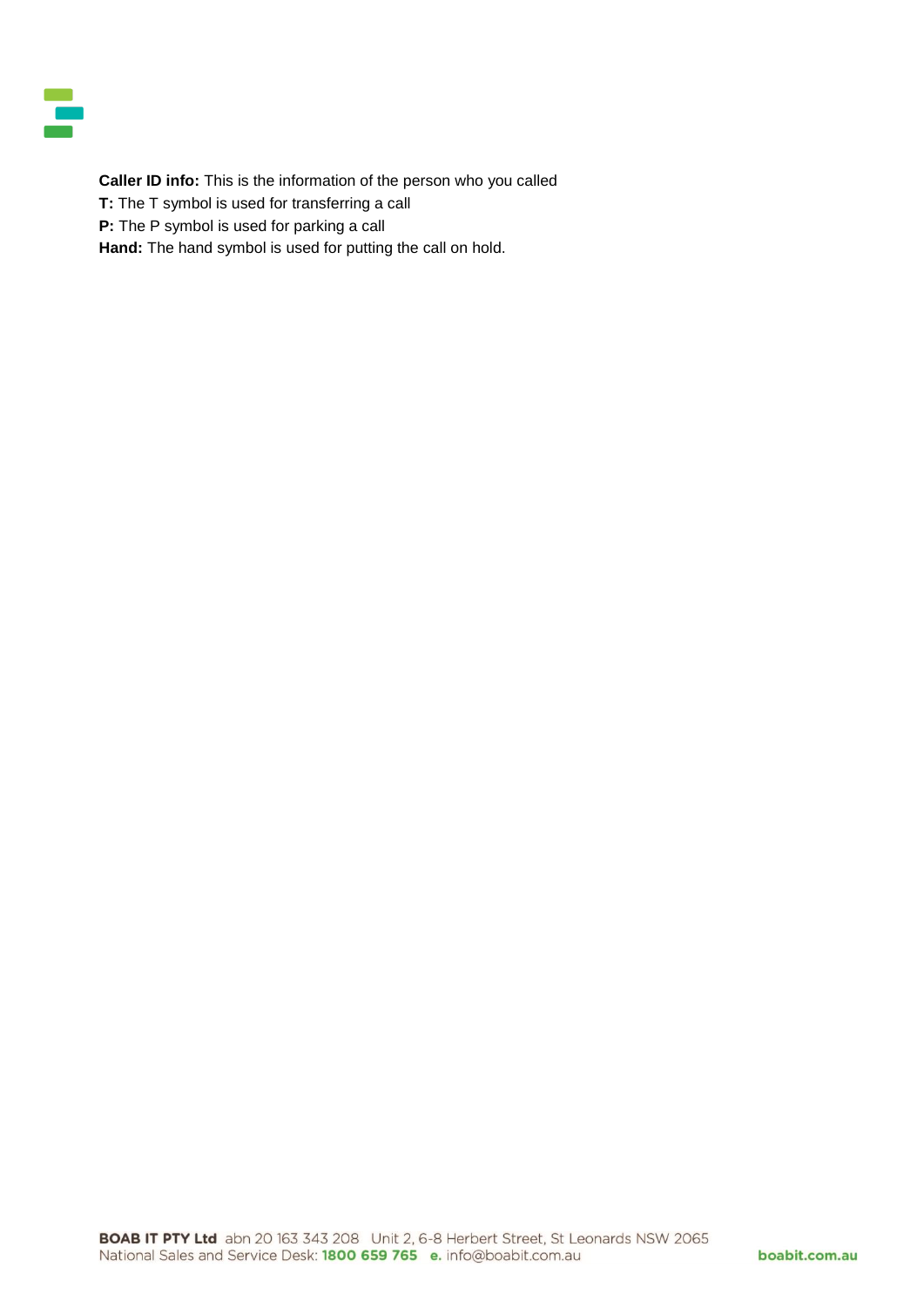**Caller ID info:** This is the information of the person who you called

**T:** The T symbol is used for transferring a call

**P:** The P symbol is used for parking a call

**Hand:** The hand symbol is used for putting the call on hold.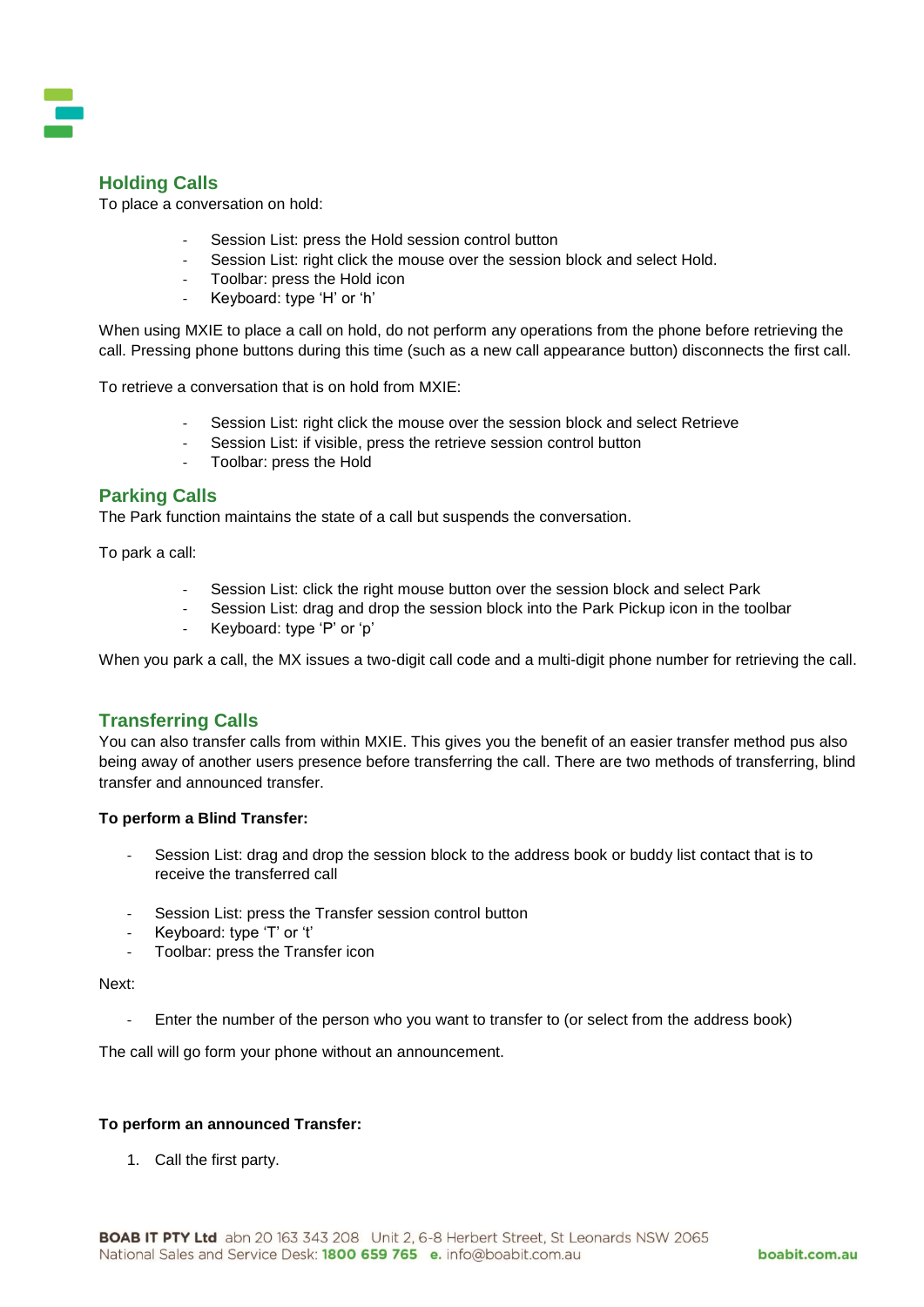## Holding Calls

To place a conversation on hold:

- Session List: press the Hold session control button
- Session List: right click the mouse over the session block and select Hold.
- Toolbar: press the Hold icon
- Keyboard: type 'H' or 'h'

When using MXIE to place a call on hold, do not perform any operations from the phone before retrieving the call. Pressing phone buttons during this time (such as a new call appearance button) disconnects the first call.

To retrieve a conversation that is on hold from MXIE:

- Session List: right click the mouse over the session block and select Retrieve
- Session List: if visible, press the retrieve session control button
- Toolbar: press the Hold

## Parking Calls

The Park function maintains the state of a call but suspends the conversation.

To park a call:

- Session List: click the right mouse button over the session block and select Park
- Session List: drag and drop the session block into the Park Pickup icon in the toolbar
- Keyboard: type 'P' or 'p'

When you park a call, the MX issues a two-digit call code and a multi-digit phone number for retrieving the call.

## Transferring Calls

You can also transfer calls from within MXIE. This gives you the benefit of an easier transfer method pus also being away of another users presence before transferring the call. There are two methods of transferring, blind transfer and announced transfer.

**To perform a Blind Transfer:**

- Session List: drag and drop the session block to the address book or buddy list contact that is to receive the transferred call

- Session List: press the Transfer session control button
- Keyboard: type 'T' or 't'
- Toolbar: press the Transfer icon

Next:

- Enter the number of the person who you want to transfer to (or select from the address book)

The call will go form your phone without an announcement.

**To perform an announced Transfer:**

1. Call the first party.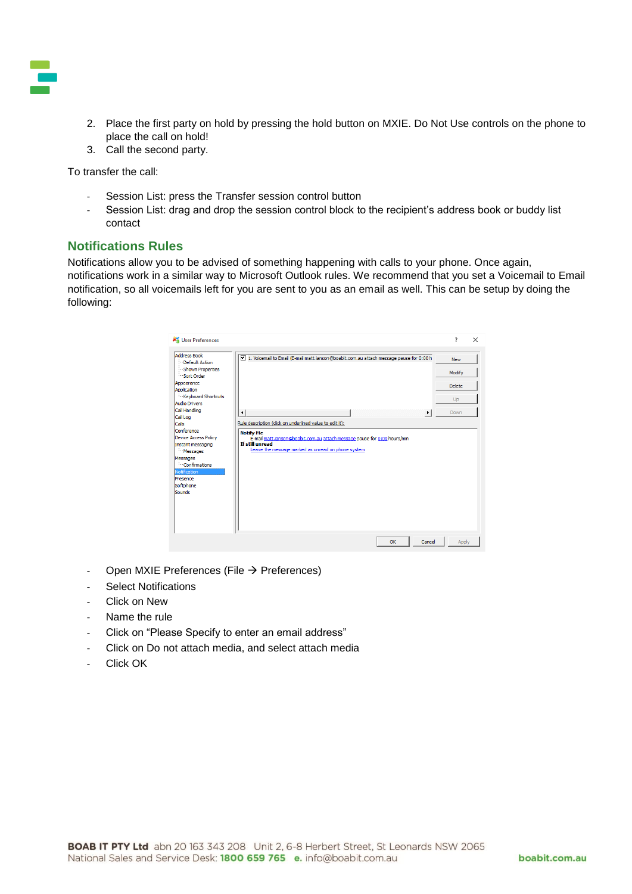2. Place the first party on hold by pressing the hold button on MXIE. Do Not Use controls on the phone to place the call on hold!
3. Call the second party.

To transfer the call:

- Session List: press the Transfer session control button
- Session List: drag and drop the session control block to the recipient's address book or buddy list contact

## Notifications Rules

Notifications allow you to be advised of something happening with calls to your phone. Once again, notifications work in a similar way to Microsoft Outlook rules. We recommend that you set a Voicemail to Email notification, so all voicemails left for you are sent to you as an email as well. This can be setup by doing the following:

- Open MXIE Preferences (File → Preferences)
- Select Notifications
- Click on New
- Name the rule
- Click on "Please Specify to enter an email address"
- Click on Do not attach media, and select attach media
- Click OK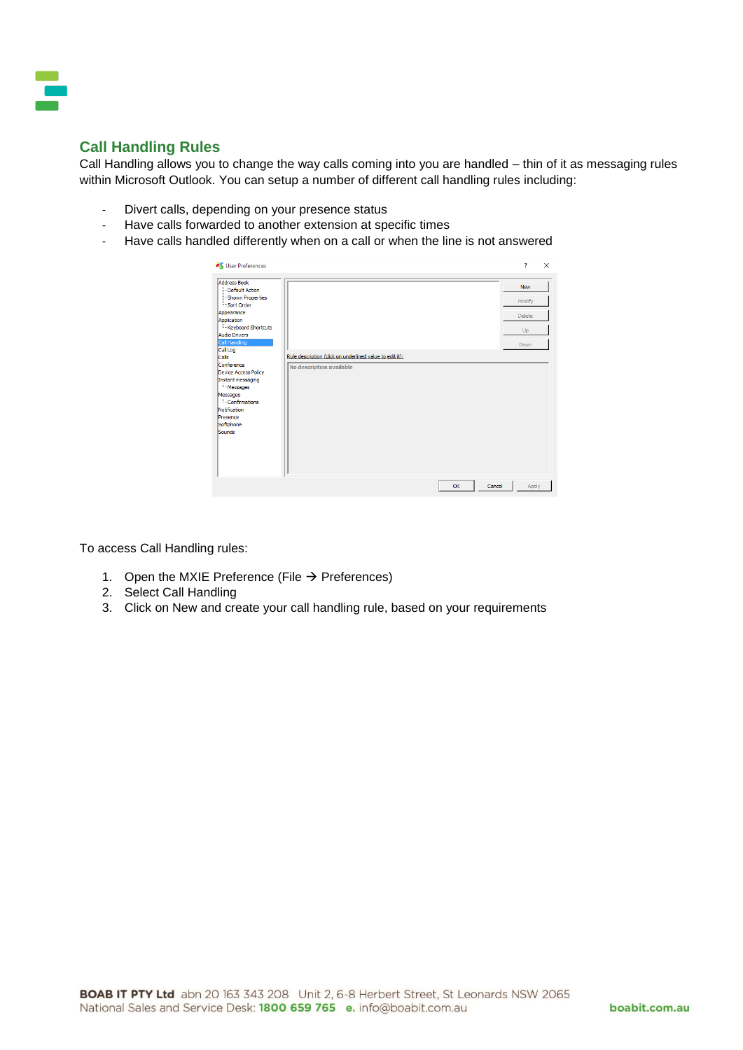## Call Handling Rules

Call Handling allows you to change the way calls coming into you are handled – thin of it as messaging rules within Microsoft Outlook. You can setup a number of different call handling rules including:

- Divert calls, depending on your presence status
- Have calls forwarded to another extension at specific times
- Have calls handled differently when on a call or when the line is not answered

To access Call Handling rules:

1. Open the MXIE Preference (File → Preferences)
2. Select Call Handling
3. Click on New and create your call handling rule, based on your requirements